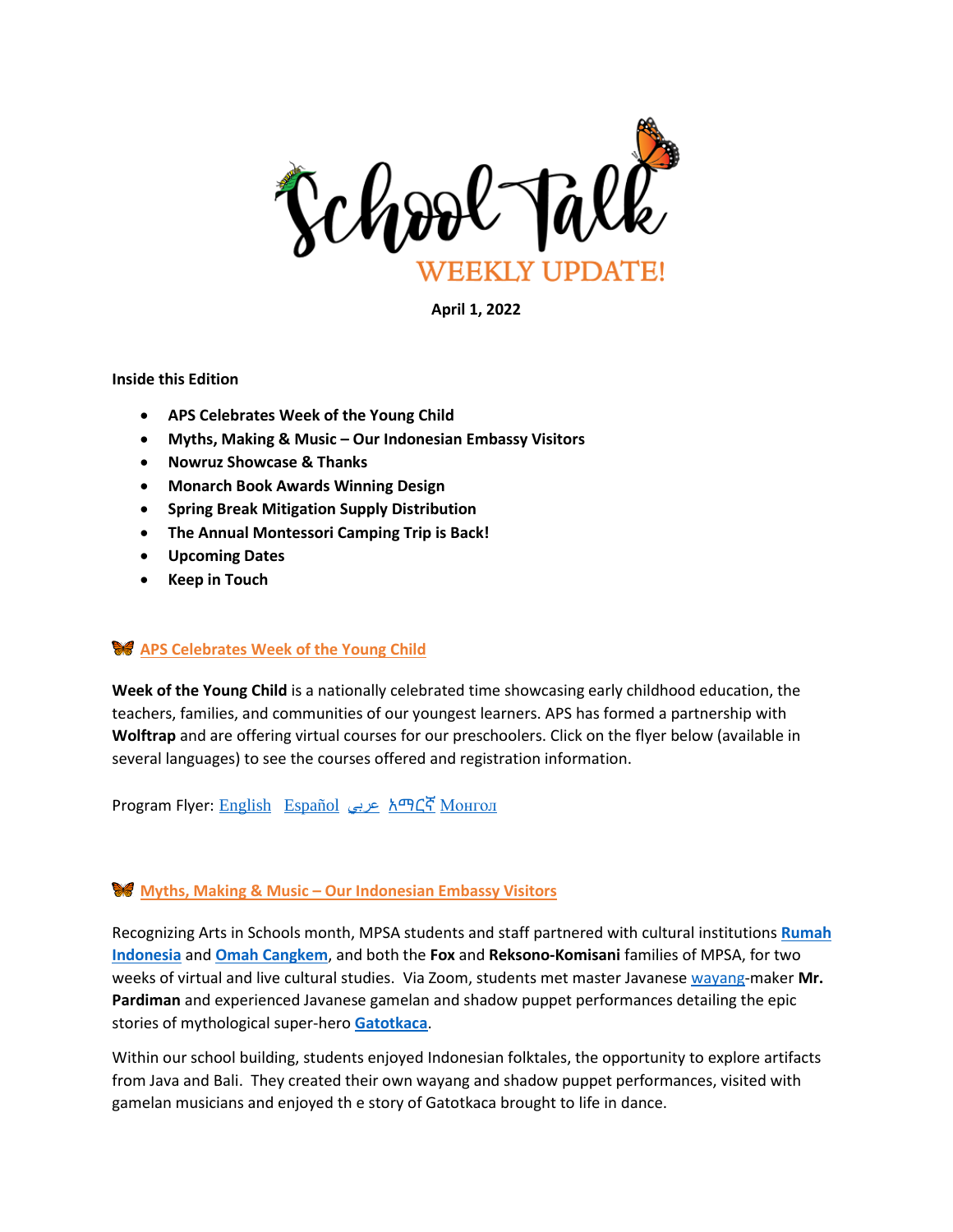# School Talk

WEEKLY UPDATE!

**April 1, 2022**

**Inside this Edition**

- **APS Celebrates Week of the Young Child**
- **Myths, Making & Music – Our Indonesian Embassy Visitors**
- **Nowruz Showcase & Thanks**
- **Monarch Book Awards Winning Design**
- **Spring Break Mitigation Supply Distribution**
- **The Annual Montessori Camping Trip is Back!**
- **Upcoming Dates**
- **Keep in Touch**

## APS Celebrates Week of the Young Child

**Week of the Young Child** is a nationally celebrated time showcasing early childhood education, the teachers, families, and communities of our youngest learners. APS has formed a partnership with **Wolftrap** and are offering virtual courses for our preschoolers. Click on the flyer below (available in several languages) to see the courses offered and registration information.

Program Flyer: English Español عربي አማርኛ Монгол

## Myths, Making & Music – Our Indonesian Embassy Visitors

Recognizing Arts in Schools month, MPSA students and staff partnered with cultural institutions **Rumah Indonesia** and **Omah Cangkem**, and both the **Fox** and **Reksono-Komisani** families of MPSA, for two weeks of virtual and live cultural studies. Via Zoom, students met master Javanese wayang-maker **Mr. Pardiman** and experienced Javanese gamelan and shadow puppet performances detailing the epic stories of mythological super-hero **Gatotkaca**.

Within our school building, students enjoyed Indonesian folktales, the opportunity to explore artifacts from Java and Bali. They created their own wayang and shadow puppet performances, visited with gamelan musicians and enjoyed th e story of Gatotkaca brought to life in dance.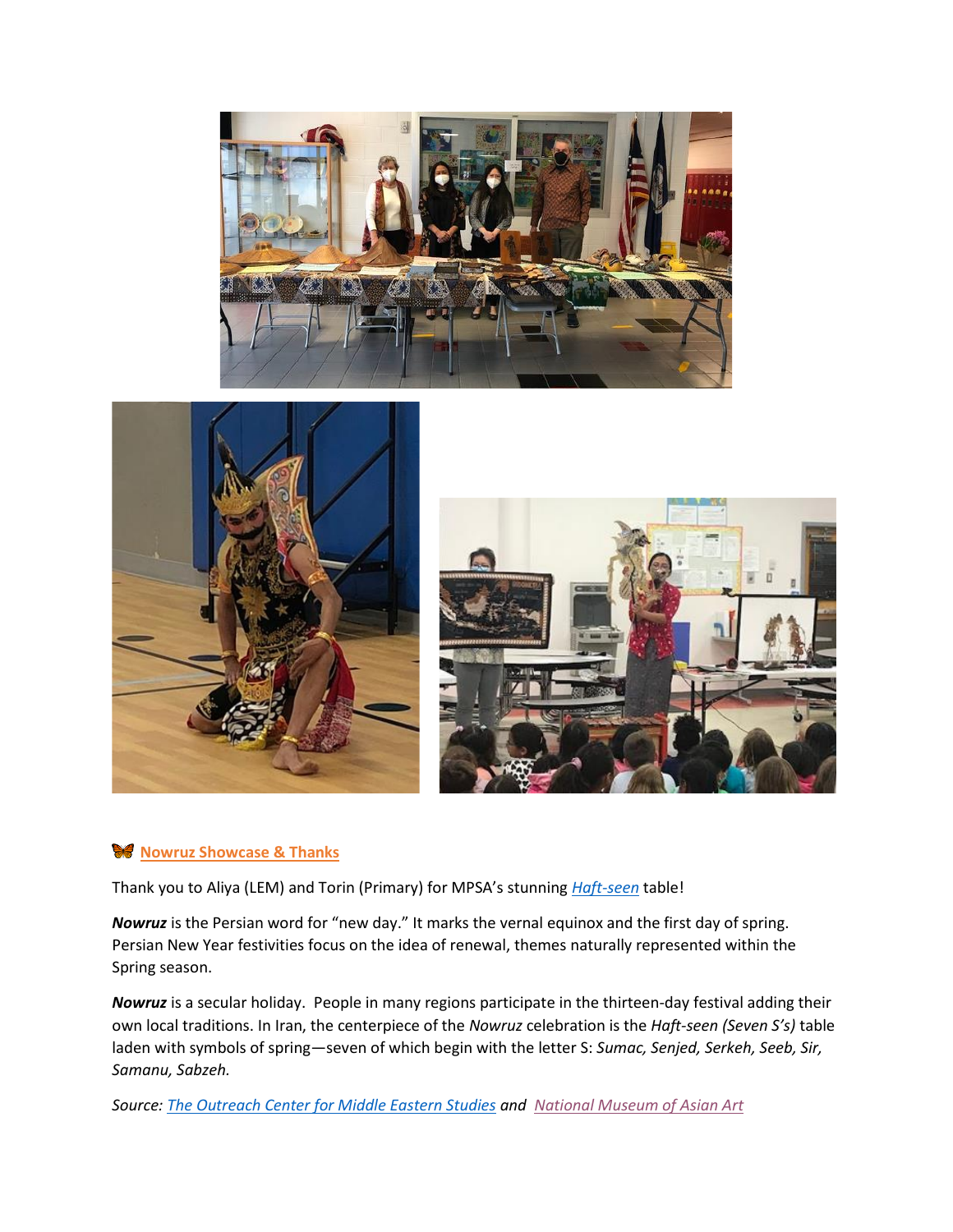🦋 **Nowruz Showcase & Thanks**

Thank you to Aliya (LEM) and Torin (Primary) for MPSA's stunning *Haft-seen* table!

***Nowruz*** is the Persian word for "new day." It marks the vernal equinox and the first day of spring. Persian New Year festivities focus on the idea of renewal, themes naturally represented within the Spring season.

***Nowruz*** is a secular holiday. People in many regions participate in the thirteen-day festival adding their own local traditions. In Iran, the centerpiece of the *Nowruz* celebration is the *Haft-seen (Seven S's)* table laden with symbols of spring—seven of which begin with the letter S: *Sumac, Senjed, Serkeh, Seeb, Sir, Samanu, Sabzeh.*

*Source: The Outreach Center for Middle Eastern Studies and National Museum of Asian Art*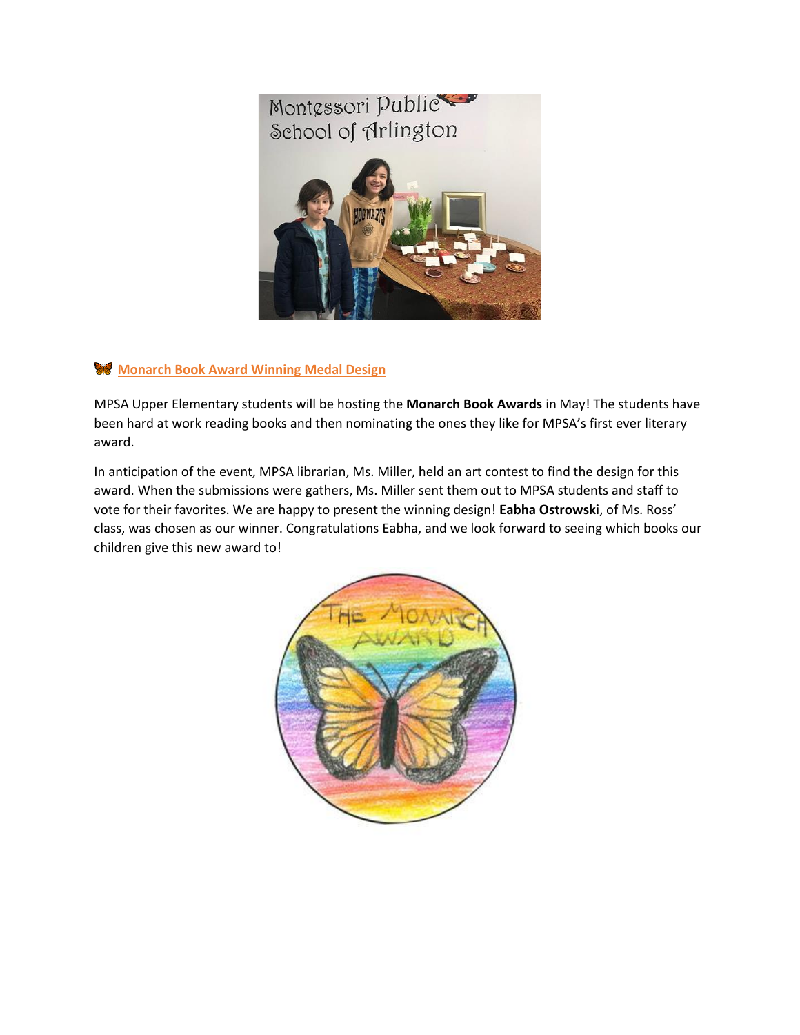🦋 **Monarch Book Award Winning Medal Design**

MPSA Upper Elementary students will be hosting the **Monarch Book Awards** in May! The students have been hard at work reading books and then nominating the ones they like for MPSA's first ever literary award.

In anticipation of the event, MPSA librarian, Ms. Miller, held an art contest to find the design for this award. When the submissions were gathers, Ms. Miller sent them out to MPSA students and staff to vote for their favorites. We are happy to present the winning design! **Eabha Ostrowski**, of Ms. Ross' class, was chosen as our winner. Congratulations Eabha, and we look forward to seeing which books our children give this new award to!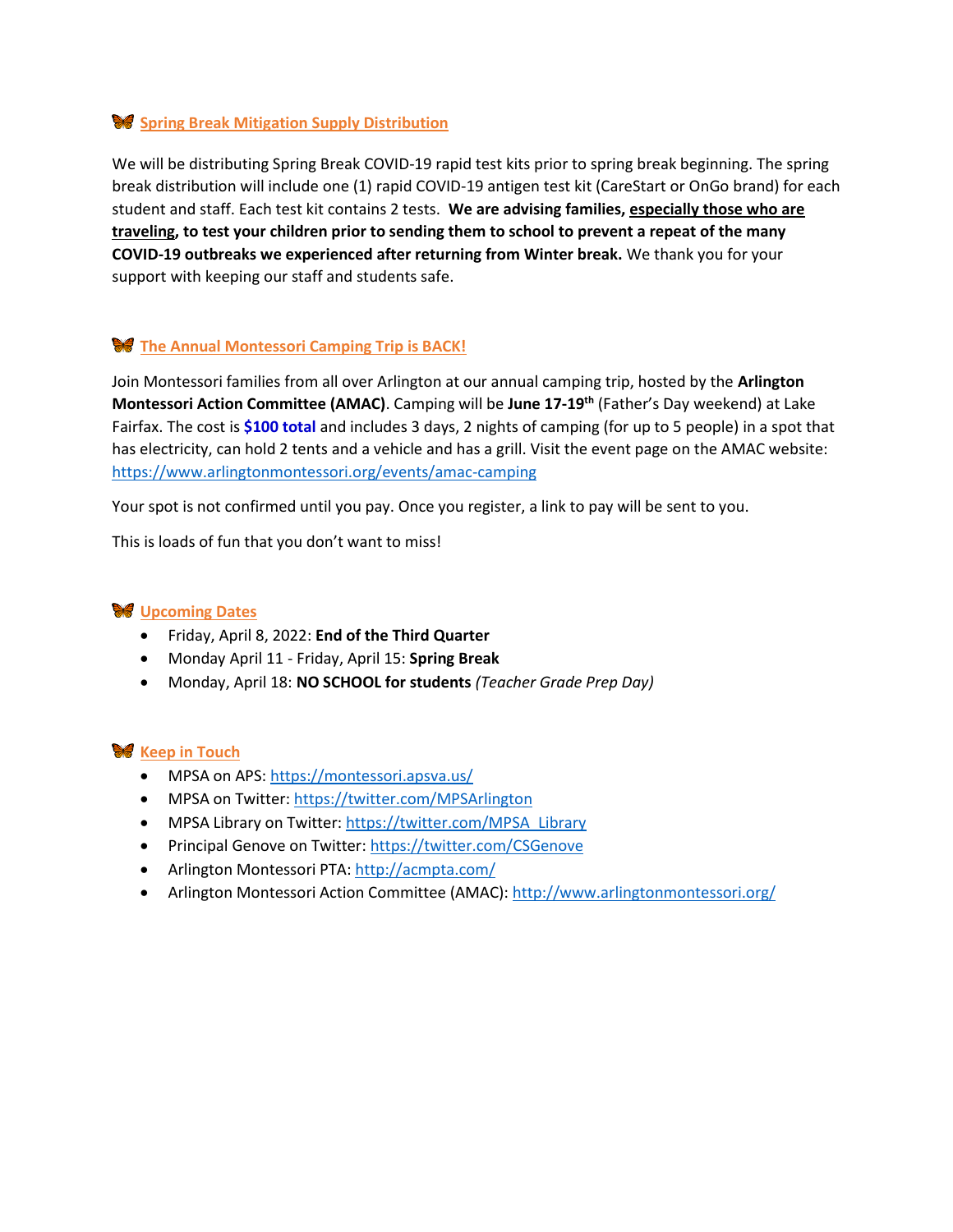## 🦋 Spring Break Mitigation Supply Distribution

We will be distributing Spring Break COVID-19 rapid test kits prior to spring break beginning. The spring break distribution will include one (1) rapid COVID-19 antigen test kit (CareStart or OnGo brand) for each student and staff. Each test kit contains 2 tests. **We are advising families, especially those who are traveling, to test your children prior to sending them to school to prevent a repeat of the many COVID-19 outbreaks we experienced after returning from Winter break.** We thank you for your support with keeping our staff and students safe.

## 🦋 The Annual Montessori Camping Trip is BACK!

Join Montessori families from all over Arlington at our annual camping trip, hosted by the **Arlington Montessori Action Committee (AMAC)**. Camping will be **June 17-19th** (Father's Day weekend) at Lake Fairfax. The cost is **$100 total** and includes 3 days, 2 nights of camping (for up to 5 people) in a spot that has electricity, can hold 2 tents and a vehicle and has a grill. Visit the event page on the AMAC website: https://www.arlingtonmontessori.org/events/amac-camping

Your spot is not confirmed until you pay. Once you register, a link to pay will be sent to you.

This is loads of fun that you don't want to miss!

## 🦋 Upcoming Dates

- Friday, April 8, 2022: **End of the Third Quarter**
- Monday April 11 - Friday, April 15: **Spring Break**
- Monday, April 18: **NO SCHOOL for students** *(Teacher Grade Prep Day)*

## 🦋 Keep in Touch

- MPSA on APS: https://montessori.apsva.us/
- MPSA on Twitter: https://twitter.com/MPSArlington
- MPSA Library on Twitter: https://twitter.com/MPSA_Library
- Principal Genove on Twitter: https://twitter.com/CSGenove
- Arlington Montessori PTA: http://acmpta.com/
- Arlington Montessori Action Committee (AMAC): http://www.arlingtonmontessori.org/